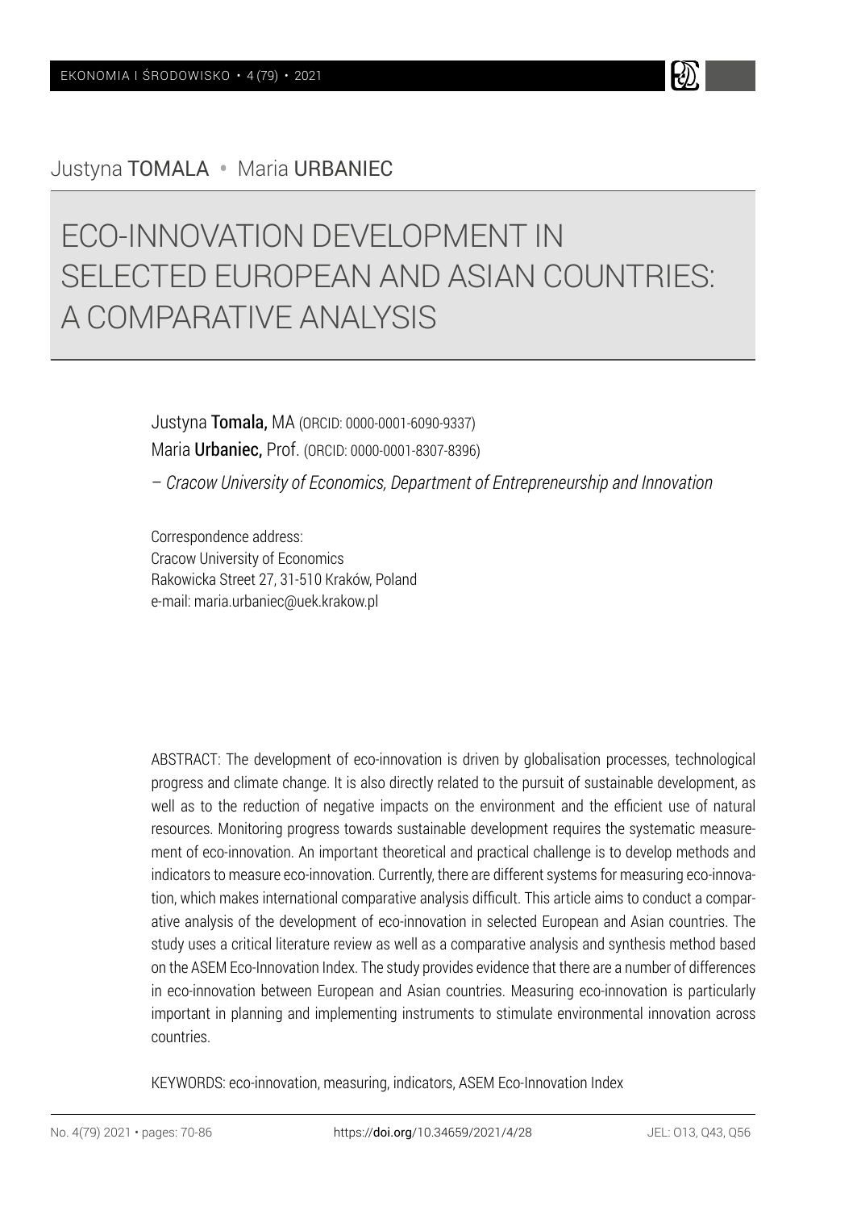Justyna TOMALA • Maria URBANIEC

# ECO-INNOVATION DEVELOPMENT IN SELECTED EUROPEAN AND ASIAN COUNTRIES: A COMPARATIVE ANALYSIS

Justyna **Tomala,** MA (ORCID: 0000-0001-6090-9337)
Maria **Urbaniec,** Prof. (ORCID: 0000-0001-8307-8396)

*– Cracow University of Economics, Department of Entrepreneurship and Innovation*

Correspondence address:
Cracow University of Economics
Rakowicka Street 27, 31-510 Kraków, Poland
e-mail: maria.urbaniec@uek.krakow.pl

ABSTRACT: The development of eco-innovation is driven by globalisation processes, technological progress and climate change. It is also directly related to the pursuit of sustainable development, as well as to the reduction of negative impacts on the environment and the efficient use of natural resources. Monitoring progress towards sustainable development requires the systematic measurement of eco-innovation. An important theoretical and practical challenge is to develop methods and indicators to measure eco-innovation. Currently, there are different systems for measuring eco-innovation, which makes international comparative analysis difficult. This article aims to conduct a comparative analysis of the development of eco-innovation in selected European and Asian countries. The study uses a critical literature review as well as a comparative analysis and synthesis method based on the ASEM Eco-Innovation Index. The study provides evidence that there are a number of differences in eco-innovation between European and Asian countries. Measuring eco-innovation is particularly important in planning and implementing instruments to stimulate environmental innovation across countries.

KEYWORDS: eco-innovation, measuring, indicators, ASEM Eco-Innovation Index

https://doi.org/10.34659/2021/4/28

JEL: O13, Q43, Q56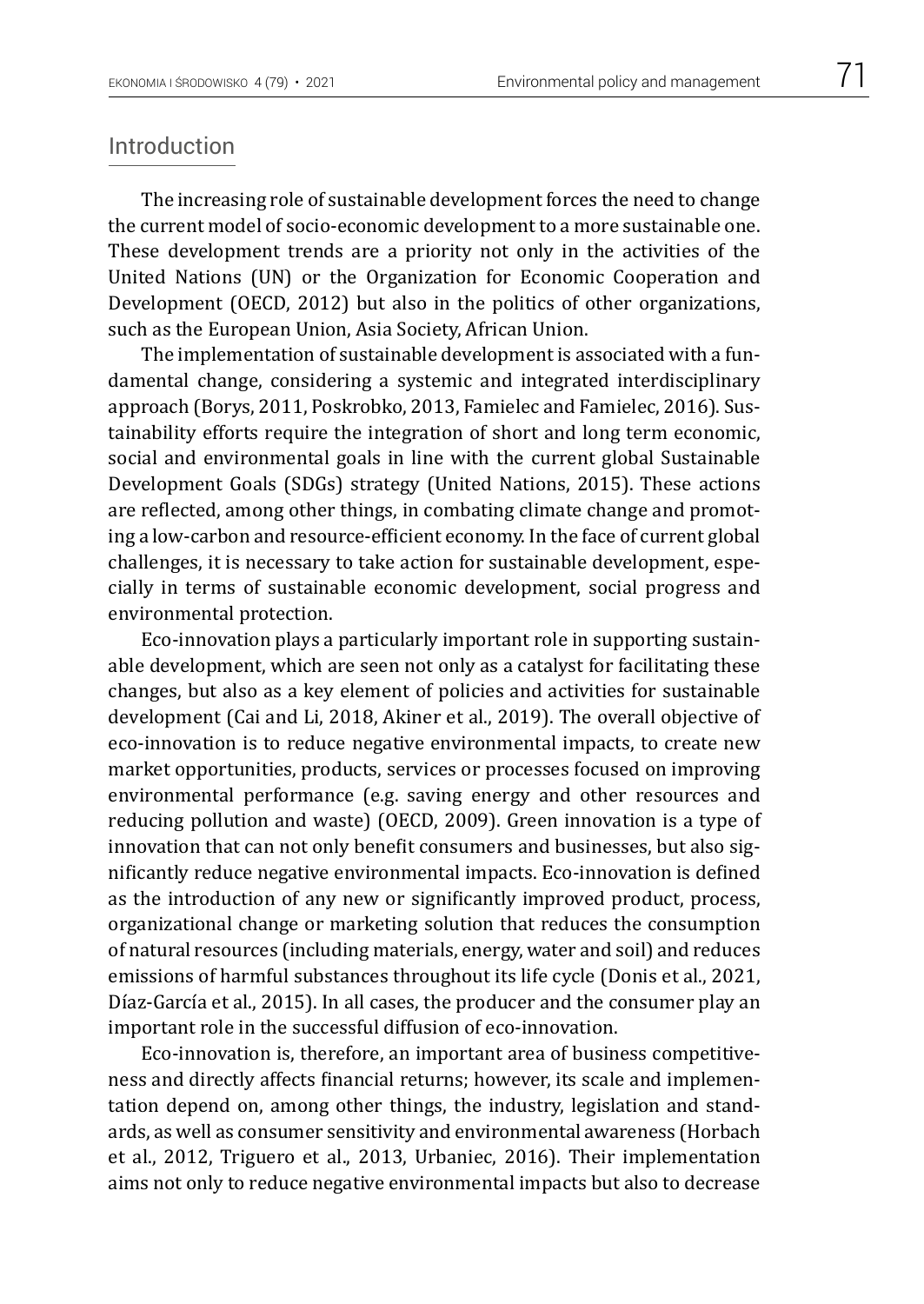## Introduction

The increasing role of sustainable development forces the need to change the current model of socio-economic development to a more sustainable one. These development trends are a priority not only in the activities of the United Nations (UN) or the Organization for Economic Cooperation and Development (OECD, 2012) but also in the politics of other organizations, such as the European Union, Asia Society, African Union.

The implementation of sustainable development is associated with a fundamental change, considering a systemic and integrated interdisciplinary approach (Borys, 2011, Poskrobko, 2013, Famielec and Famielec, 2016). Sustainability efforts require the integration of short and long term economic, social and environmental goals in line with the current global Sustainable Development Goals (SDGs) strategy (United Nations, 2015). These actions are reflected, among other things, in combating climate change and promoting a low-carbon and resource-efficient economy. In the face of current global challenges, it is necessary to take action for sustainable development, especially in terms of sustainable economic development, social progress and environmental protection.

Eco-innovation plays a particularly important role in supporting sustainable development, which are seen not only as a catalyst for facilitating these changes, but also as a key element of policies and activities for sustainable development (Cai and Li, 2018, Akiner et al., 2019). The overall objective of eco-innovation is to reduce negative environmental impacts, to create new market opportunities, products, services or processes focused on improving environmental performance (e.g. saving energy and other resources and reducing pollution and waste) (OECD, 2009). Green innovation is a type of innovation that can not only benefit consumers and businesses, but also significantly reduce negative environmental impacts. Eco-innovation is defined as the introduction of any new or significantly improved product, process, organizational change or marketing solution that reduces the consumption of natural resources (including materials, energy, water and soil) and reduces emissions of harmful substances throughout its life cycle (Donis et al., 2021, Díaz-García et al., 2015). In all cases, the producer and the consumer play an important role in the successful diffusion of eco-innovation.

Eco-innovation is, therefore, an important area of business competitiveness and directly affects financial returns; however, its scale and implementation depend on, among other things, the industry, legislation and standards, as well as consumer sensitivity and environmental awareness (Horbach et al., 2012, Triguero et al., 2013, Urbaniec, 2016). Their implementation aims not only to reduce negative environmental impacts but also to decrease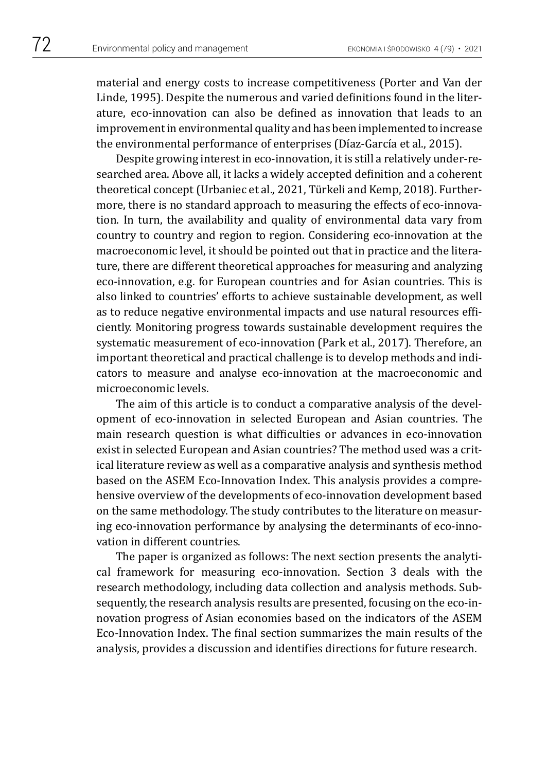material and energy costs to increase competitiveness (Porter and Van der Linde, 1995). Despite the numerous and varied definitions found in the literature, eco-innovation can also be defined as innovation that leads to an improvement in environmental quality and has been implemented to increase the environmental performance of enterprises (Díaz-García et al., 2015).

Despite growing interest in eco-innovation, it is still a relatively under-researched area. Above all, it lacks a widely accepted definition and a coherent theoretical concept (Urbaniec et al., 2021, Türkeli and Kemp, 2018). Furthermore, there is no standard approach to measuring the effects of eco-innovation. In turn, the availability and quality of environmental data vary from country to country and region to region. Considering eco-innovation at the macroeconomic level, it should be pointed out that in practice and the literature, there are different theoretical approaches for measuring and analyzing eco-innovation, e.g. for European countries and for Asian countries. This is also linked to countries' efforts to achieve sustainable development, as well as to reduce negative environmental impacts and use natural resources efficiently. Monitoring progress towards sustainable development requires the systematic measurement of eco-innovation (Park et al., 2017). Therefore, an important theoretical and practical challenge is to develop methods and indicators to measure and analyse eco-innovation at the macroeconomic and microeconomic levels.

The aim of this article is to conduct a comparative analysis of the development of eco-innovation in selected European and Asian countries. The main research question is what difficulties or advances in eco-innovation exist in selected European and Asian countries? The method used was a critical literature review as well as a comparative analysis and synthesis method based on the ASEM Eco-Innovation Index. This analysis provides a comprehensive overview of the developments of eco-innovation development based on the same methodology. The study contributes to the literature on measuring eco-innovation performance by analysing the determinants of eco-innovation in different countries.

The paper is organized as follows: The next section presents the analytical framework for measuring eco-innovation. Section 3 deals with the research methodology, including data collection and analysis methods. Subsequently, the research analysis results are presented, focusing on the eco-innovation progress of Asian economies based on the indicators of the ASEM Eco-Innovation Index. The final section summarizes the main results of the analysis, provides a discussion and identifies directions for future research.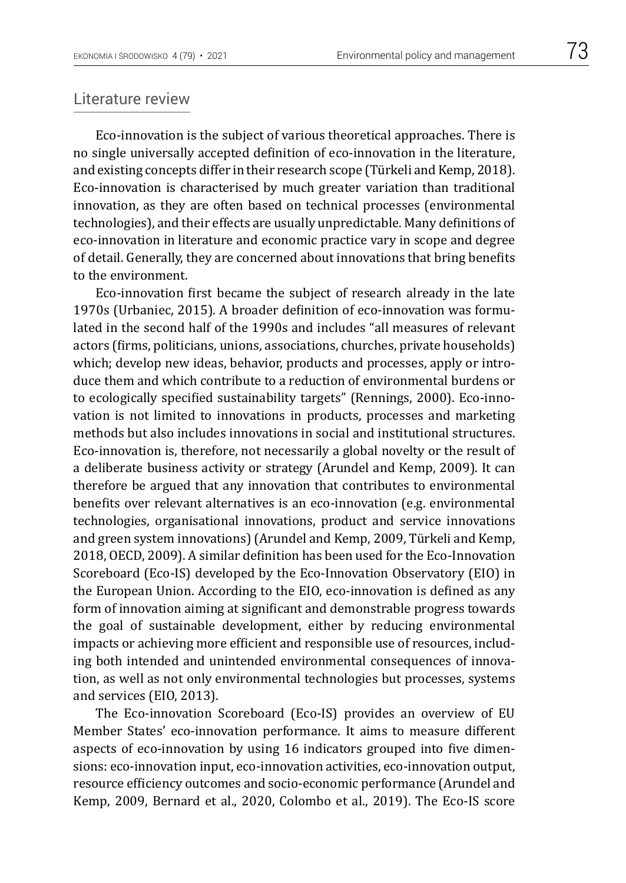## Literature review

Eco-innovation is the subject of various theoretical approaches. There is no single universally accepted definition of eco-innovation in the literature, and existing concepts differ in their research scope (Türkeli and Kemp, 2018). Eco-innovation is characterised by much greater variation than traditional innovation, as they are often based on technical processes (environmental technologies), and their effects are usually unpredictable. Many definitions of eco-innovation in literature and economic practice vary in scope and degree of detail. Generally, they are concerned about innovations that bring benefits to the environment.

Eco-innovation first became the subject of research already in the late 1970s (Urbaniec, 2015). A broader definition of eco-innovation was formulated in the second half of the 1990s and includes "all measures of relevant actors (firms, politicians, unions, associations, churches, private households) which; develop new ideas, behavior, products and processes, apply or introduce them and which contribute to a reduction of environmental burdens or to ecologically specified sustainability targets" (Rennings, 2000). Eco-innovation is not limited to innovations in products, processes and marketing methods but also includes innovations in social and institutional structures. Eco-innovation is, therefore, not necessarily a global novelty or the result of a deliberate business activity or strategy (Arundel and Kemp, 2009). It can therefore be argued that any innovation that contributes to environmental benefits over relevant alternatives is an eco-innovation (e.g. environmental technologies, organisational innovations, product and service innovations and green system innovations) (Arundel and Kemp, 2009, Türkeli and Kemp, 2018, OECD, 2009). A similar definition has been used for the Eco-Innovation Scoreboard (Eco-IS) developed by the Eco-Innovation Observatory (EIO) in the European Union. According to the EIO, eco-innovation is defined as any form of innovation aiming at significant and demonstrable progress towards the goal of sustainable development, either by reducing environmental impacts or achieving more efficient and responsible use of resources, including both intended and unintended environmental consequences of innovation, as well as not only environmental technologies but processes, systems and services (EIO, 2013).

The Eco-innovation Scoreboard (Eco-IS) provides an overview of EU Member States' eco-innovation performance. It aims to measure different aspects of eco-innovation by using 16 indicators grouped into five dimensions: eco-innovation input, eco-innovation activities, eco-innovation output, resource efficiency outcomes and socio-economic performance (Arundel and Kemp, 2009, Bernard et al., 2020, Colombo et al., 2019). The Eco-IS score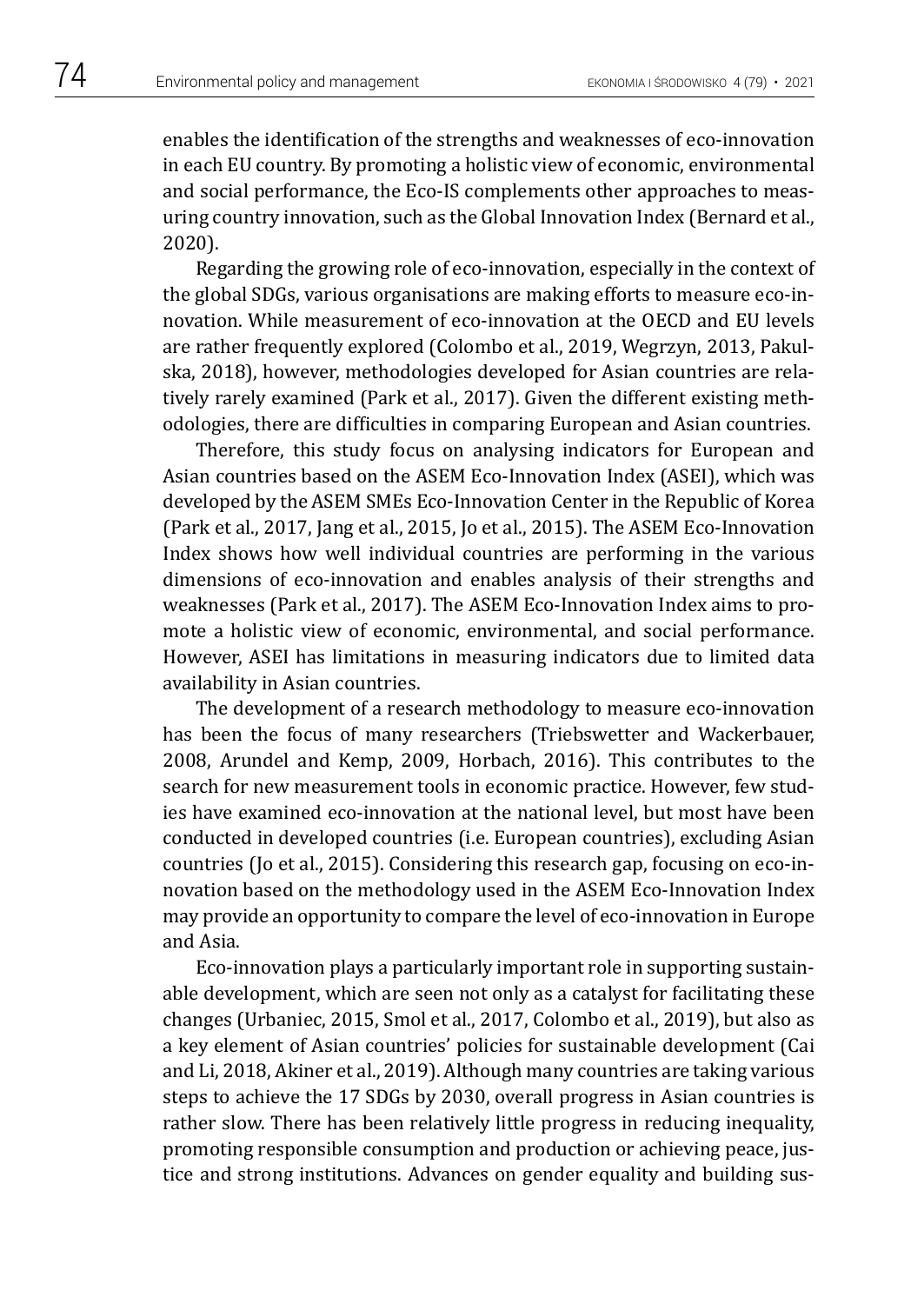enables the identification of the strengths and weaknesses of eco-innovation in each EU country. By promoting a holistic view of economic, environmental and social performance, the Eco-IS complements other approaches to measuring country innovation, such as the Global Innovation Index (Bernard et al., 2020).

Regarding the growing role of eco-innovation, especially in the context of the global SDGs, various organisations are making efforts to measure eco-innovation. While measurement of eco-innovation at the OECD and EU levels are rather frequently explored (Colombo et al., 2019, Wegrzyn, 2013, Pakulska, 2018), however, methodologies developed for Asian countries are relatively rarely examined (Park et al., 2017). Given the different existing methodologies, there are difficulties in comparing European and Asian countries.

Therefore, this study focus on analysing indicators for European and Asian countries based on the ASEM Eco-Innovation Index (ASEI), which was developed by the ASEM SMEs Eco-Innovation Center in the Republic of Korea (Park et al., 2017, Jang et al., 2015, Jo et al., 2015). The ASEM Eco-Innovation Index shows how well individual countries are performing in the various dimensions of eco-innovation and enables analysis of their strengths and weaknesses (Park et al., 2017). The ASEM Eco-Innovation Index aims to promote a holistic view of economic, environmental, and social performance. However, ASEI has limitations in measuring indicators due to limited data availability in Asian countries.

The development of a research methodology to measure eco-innovation has been the focus of many researchers (Triebswetter and Wackerbauer, 2008, Arundel and Kemp, 2009, Horbach, 2016). This contributes to the search for new measurement tools in economic practice. However, few studies have examined eco-innovation at the national level, but most have been conducted in developed countries (i.e. European countries), excluding Asian countries (Jo et al., 2015). Considering this research gap, focusing on eco-innovation based on the methodology used in the ASEM Eco-Innovation Index may provide an opportunity to compare the level of eco-innovation in Europe and Asia.

Eco-innovation plays a particularly important role in supporting sustainable development, which are seen not only as a catalyst for facilitating these changes (Urbaniec, 2015, Smol et al., 2017, Colombo et al., 2019), but also as a key element of Asian countries' policies for sustainable development (Cai and Li, 2018, Akiner et al., 2019). Although many countries are taking various steps to achieve the 17 SDGs by 2030, overall progress in Asian countries is rather slow. There has been relatively little progress in reducing inequality, promoting responsible consumption and production or achieving peace, justice and strong institutions. Advances on gender equality and building sus-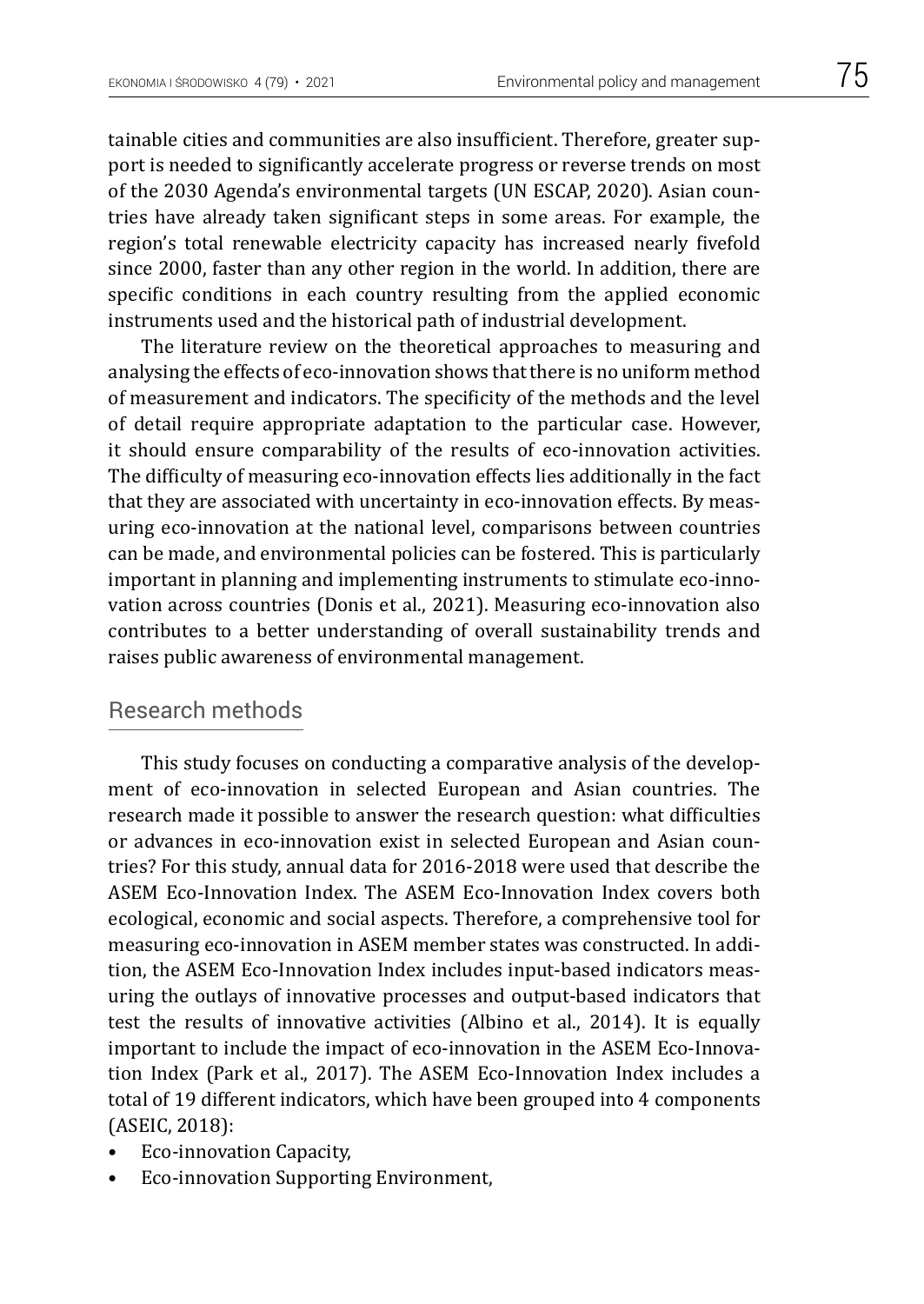tainable cities and communities are also insufficient. Therefore, greater support is needed to significantly accelerate progress or reverse trends on most of the 2030 Agenda's environmental targets (UN ESCAP, 2020). Asian countries have already taken significant steps in some areas. For example, the region's total renewable electricity capacity has increased nearly fivefold since 2000, faster than any other region in the world. In addition, there are specific conditions in each country resulting from the applied economic instruments used and the historical path of industrial development.

The literature review on the theoretical approaches to measuring and analysing the effects of eco-innovation shows that there is no uniform method of measurement and indicators. The specificity of the methods and the level of detail require appropriate adaptation to the particular case. However, it should ensure comparability of the results of eco-innovation activities. The difficulty of measuring eco-innovation effects lies additionally in the fact that they are associated with uncertainty in eco-innovation effects. By measuring eco-innovation at the national level, comparisons between countries can be made, and environmental policies can be fostered. This is particularly important in planning and implementing instruments to stimulate eco-innovation across countries (Donis et al., 2021). Measuring eco-innovation also contributes to a better understanding of overall sustainability trends and raises public awareness of environmental management.

## Research methods

This study focuses on conducting a comparative analysis of the development of eco-innovation in selected European and Asian countries. The research made it possible to answer the research question: what difficulties or advances in eco-innovation exist in selected European and Asian countries? For this study, annual data for 2016-2018 were used that describe the ASEM Eco-Innovation Index. The ASEM Eco-Innovation Index covers both ecological, economic and social aspects. Therefore, a comprehensive tool for measuring eco-innovation in ASEM member states was constructed. In addition, the ASEM Eco-Innovation Index includes input-based indicators measuring the outlays of innovative processes and output-based indicators that test the results of innovative activities (Albino et al., 2014). It is equally important to include the impact of eco-innovation in the ASEM Eco-Innovation Index (Park et al., 2017). The ASEM Eco-Innovation Index includes a total of 19 different indicators, which have been grouped into 4 components (ASEIC, 2018):

- Eco-innovation Capacity,
- Eco-innovation Supporting Environment,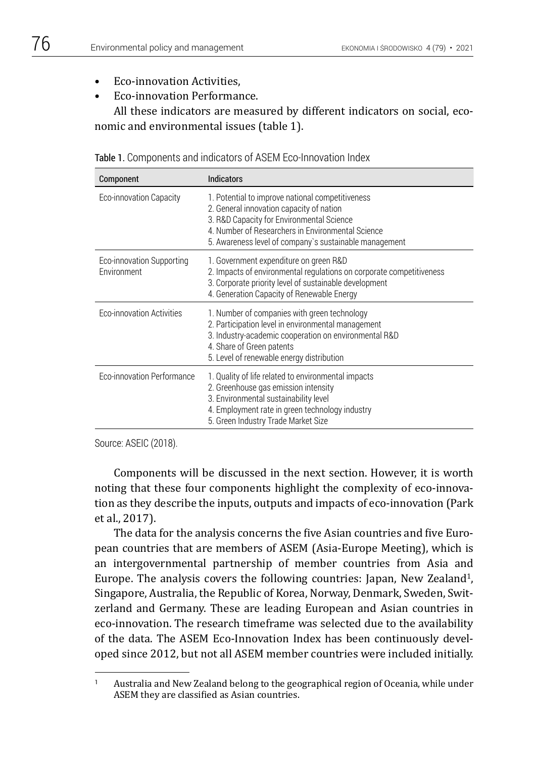- Eco-innovation Activities,
- Eco-innovation Performance.

All these indicators are measured by different indicators on social, economic and environmental issues (table 1).

Table 1. Components and indicators of ASEM Eco-Innovation Index

| Component | Indicators |
|---|---|
| Eco-innovation Capacity | 1. Potential to improve national competitiveness<br>2. General innovation capacity of nation<br>3. R&D Capacity for Environmental Science<br>4. Number of Researchers in Environmental Science<br>5. Awareness level of company`s sustainable management |
| Eco-innovation Supporting Environment | 1. Government expenditure on green R&D<br>2. Impacts of environmental regulations on corporate competitiveness<br>3. Corporate priority level of sustainable development<br>4. Generation Capacity of Renewable Energy |
| Eco-innovation Activities | 1. Number of companies with green technology<br>2. Participation level in environmental management<br>3. Industry-academic cooperation on environmental R&D<br>4. Share of Green patents<br>5. Level of renewable energy distribution |
| Eco-innovation Performance | 1. Quality of life related to environmental impacts<br>2. Greenhouse gas emission intensity<br>3. Environmental sustainability level<br>4. Employment rate in green technology industry<br>5. Green Industry Trade Market Size |

Source: ASEIC (2018).

Components will be discussed in the next section. However, it is worth noting that these four components highlight the complexity of eco-innovation as they describe the inputs, outputs and impacts of eco-innovation (Park et al., 2017).

The data for the analysis concerns the five Asian countries and five European countries that are members of ASEM (Asia-Europe Meeting), which is an intergovernmental partnership of member countries from Asia and Europe. The analysis covers the following countries: Japan, New Zealand[1], Singapore, Australia, the Republic of Korea, Norway, Denmark, Sweden, Switzerland and Germany. These are leading European and Asian countries in eco-innovation. The research timeframe was selected due to the availability of the data. The ASEM Eco-Innovation Index has been continuously developed since 2012, but not all ASEM member countries were included initially.

[1] Australia and New Zealand belong to the geographical region of Oceania, while under ASEM they are classified as Asian countries.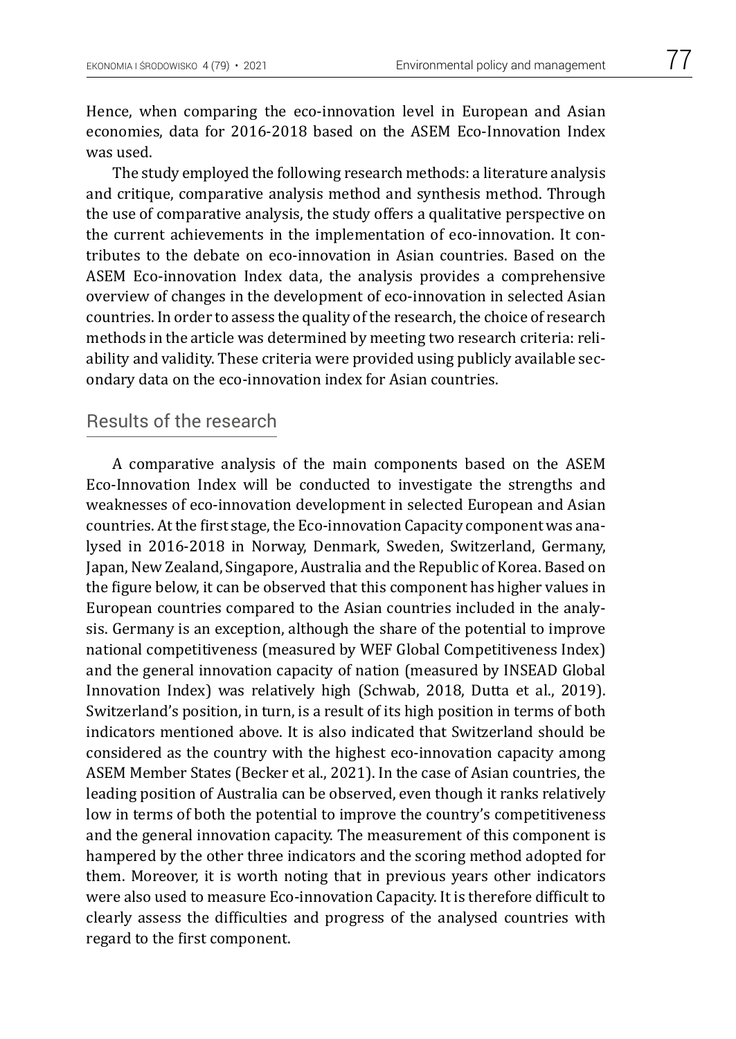Hence, when comparing the eco-innovation level in European and Asian economies, data for 2016-2018 based on the ASEM Eco-Innovation Index was used.

The study employed the following research methods: a literature analysis and critique, comparative analysis method and synthesis method. Through the use of comparative analysis, the study offers a qualitative perspective on the current achievements in the implementation of eco-innovation. It contributes to the debate on eco-innovation in Asian countries. Based on the ASEM Eco-innovation Index data, the analysis provides a comprehensive overview of changes in the development of eco-innovation in selected Asian countries. In order to assess the quality of the research, the choice of research methods in the article was determined by meeting two research criteria: reliability and validity. These criteria were provided using publicly available secondary data on the eco-innovation index for Asian countries.

## Results of the research

A comparative analysis of the main components based on the ASEM Eco-Innovation Index will be conducted to investigate the strengths and weaknesses of eco-innovation development in selected European and Asian countries. At the first stage, the Eco-innovation Capacity component was analysed in 2016-2018 in Norway, Denmark, Sweden, Switzerland, Germany, Japan, New Zealand, Singapore, Australia and the Republic of Korea. Based on the figure below, it can be observed that this component has higher values in European countries compared to the Asian countries included in the analysis. Germany is an exception, although the share of the potential to improve national competitiveness (measured by WEF Global Competitiveness Index) and the general innovation capacity of nation (measured by INSEAD Global Innovation Index) was relatively high (Schwab, 2018, Dutta et al., 2019). Switzerland's position, in turn, is a result of its high position in terms of both indicators mentioned above. It is also indicated that Switzerland should be considered as the country with the highest eco-innovation capacity among ASEM Member States (Becker et al., 2021). In the case of Asian countries, the leading position of Australia can be observed, even though it ranks relatively low in terms of both the potential to improve the country's competitiveness and the general innovation capacity. The measurement of this component is hampered by the other three indicators and the scoring method adopted for them. Moreover, it is worth noting that in previous years other indicators were also used to measure Eco-innovation Capacity. It is therefore difficult to clearly assess the difficulties and progress of the analysed countries with regard to the first component.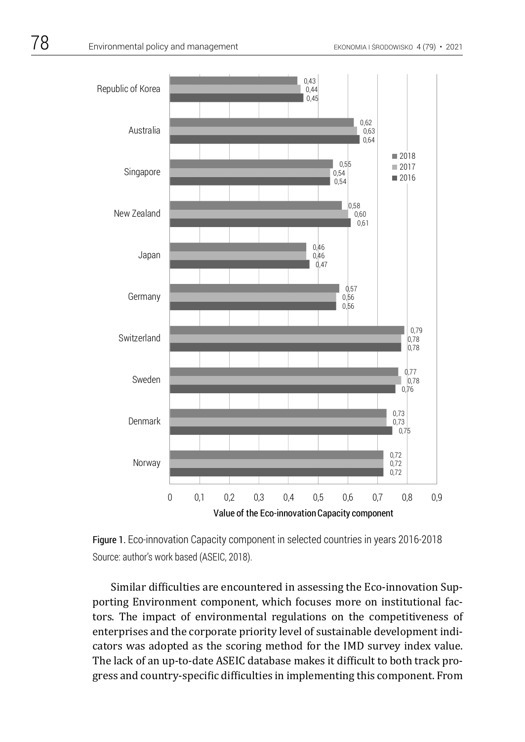| Country | 2018 | 2017 | 2016 |
|---|---|---|---|
| Republic of Korea | 0,43 | 0,44 | 0,45 |
| Australia | 0,62 | 0,63 | 0,64 |
| Singapore | 0,55 | 0,54 | 0,54 |
| New Zealand | 0,58 | 0,60 | 0,61 |
| Japan | 0,46 | 0,46 | 0,47 |
| Germany | 0,57 | 0,56 | 0,56 |
| Switzerland | 0,79 | 0,78 | 0,78 |
| Sweden | 0,77 | 0,78 | 0,76 |
| Denmark | 0,73 | 0,73 | 0,75 |
| Norway | 0,72 | 0,72 | 0,72 |

Value of the Eco-innovation Capacity component

**Figure 1.** Eco-innovation Capacity component in selected countries in years 2016-2018
Source: author's work based (ASEIC, 2018).

Similar difficulties are encountered in assessing the Eco-innovation Supporting Environment component, which focuses more on institutional factors. The impact of environmental regulations on the competitiveness of enterprises and the corporate priority level of sustainable development indicators was adopted as the scoring method for the IMD survey index value. The lack of an up-to-date ASEIC database makes it difficult to both track progress and country-specific difficulties in implementing this component. From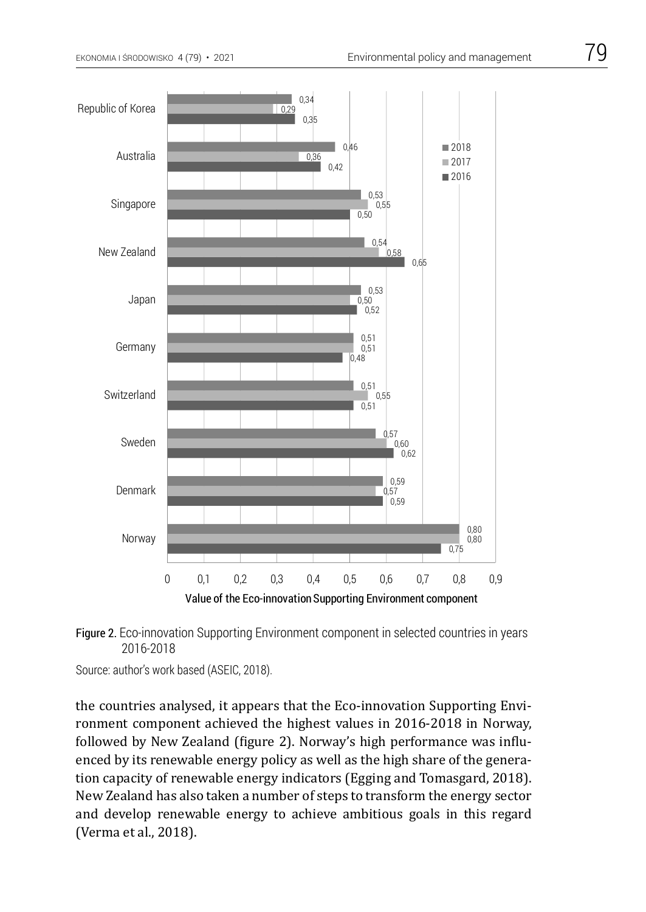| Country | 2018 | 2017 | 2016 |
|---|---|---|---|
| Republic of Korea | 0,34 | 0,29 | 0,35 |
| Australia | 0,46 | 0,36 | 0,42 |
| Singapore | 0,53 | 0,55 | 0,50 |
| New Zealand | 0,54 | 0,58 | 0,65 |
| Japan | 0,53 | 0,50 | 0,52 |
| Germany | 0,51 | 0,51 | 0,48 |
| Switzerland | 0,51 | 0,55 | 0,51 |
| Sweden | 0,57 | 0,60 | 0,62 |
| Denmark | 0,59 | 0,57 | 0,59 |
| Norway | 0,80 | 0,80 | 0,75 |

Value of the Eco-innovation Supporting Environment component

**Figure 2.** Eco-innovation Supporting Environment component in selected countries in years 2016-2018

Source: author's work based (ASEIC, 2018).

the countries analysed, it appears that the Eco-innovation Supporting Environment component achieved the highest values in 2016-2018 in Norway, followed by New Zealand (figure 2). Norway's high performance was influenced by its renewable energy policy as well as the high share of the generation capacity of renewable energy indicators (Egging and Tomasgard, 2018). New Zealand has also taken a number of steps to transform the energy sector and develop renewable energy to achieve ambitious goals in this regard (Verma et al., 2018).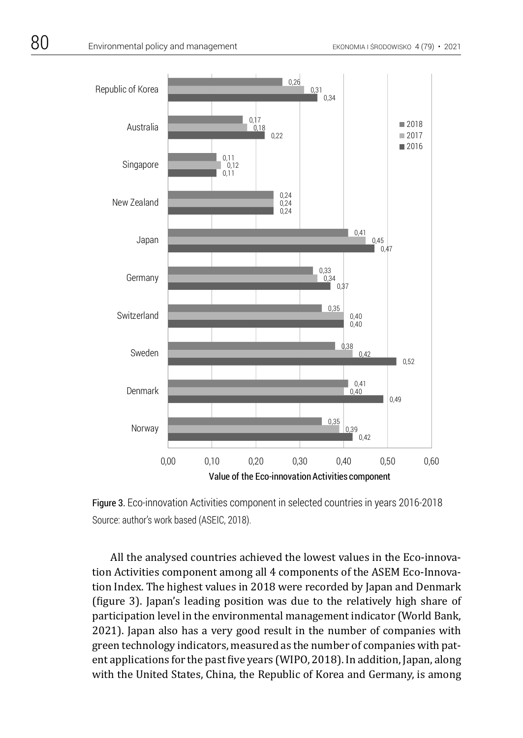| Country | 2018 | 2017 | 2016 |
|---|---|---|---|
| Republic of Korea | 0,26 | 0,31 | 0,34 |
| Australia | 0,17 | 0,18 | 0,22 |
| Singapore | 0,11 | 0,12 | 0,11 |
| New Zealand | 0,24 | 0,24 | 0,24 |
| Japan | 0,41 | 0,45 | 0,47 |
| Germany | 0,33 | 0,34 | 0,37 |
| Switzerland | 0,35 | 0,40 | 0,40 |
| Sweden | 0,38 | 0,42 | 0,52 |
| Denmark | 0,41 | 0,40 | 0,49 |
| Norway | 0,35 | 0,39 | 0,42 |

Value of the Eco-innovation Activities component

**Figure 3.** Eco-innovation Activities component in selected countries in years 2016-2018
Source: author's work based (ASEIC, 2018).

All the analysed countries achieved the lowest values in the Eco-innovation Activities component among all 4 components of the ASEM Eco-Innovation Index. The highest values in 2018 were recorded by Japan and Denmark (figure 3). Japan's leading position was due to the relatively high share of participation level in the environmental management indicator (World Bank, 2021). Japan also has a very good result in the number of companies with green technology indicators, measured as the number of companies with patent applications for the past five years (WIPO, 2018). In addition, Japan, along with the United States, China, the Republic of Korea and Germany, is among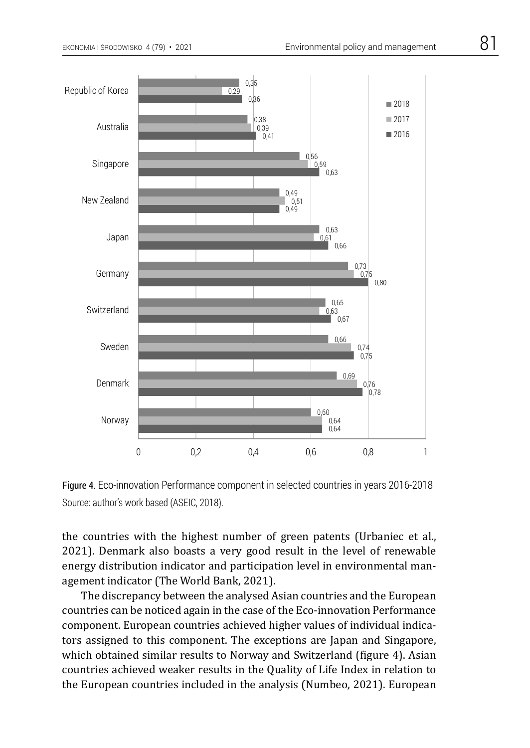| Country | 2018 | 2017 | 2016 |
|---|---|---|---|
| Republic of Korea | 0,35 | 0,29 | 0,36 |
| Australia | 0,38 | 0,39 | 0,41 |
| Singapore | 0,56 | 0,59 | 0,63 |
| New Zealand | 0,49 | 0,51 | 0,49 |
| Japan | 0,63 | 0,61 | 0,66 |
| Germany | 0,73 | 0,75 | 0,80 |
| Switzerland | 0,65 | 0,63 | 0,67 |
| Sweden | 0,66 | 0,74 | 0,75 |
| Denmark | 0,69 | 0,76 | 0,78 |
| Norway | 0,60 | 0,64 | 0,64 |

Figure 4. Eco-innovation Performance component in selected countries in years 2016-2018

Source: author's work based (ASEIC, 2018).

the countries with the highest number of green patents (Urbaniec et al., 2021). Denmark also boasts a very good result in the level of renewable energy distribution indicator and participation level in environmental management indicator (The World Bank, 2021).

The discrepancy between the analysed Asian countries and the European countries can be noticed again in the case of the Eco-innovation Performance component. European countries achieved higher values of individual indicators assigned to this component. The exceptions are Japan and Singapore, which obtained similar results to Norway and Switzerland (figure 4). Asian countries achieved weaker results in the Quality of Life Index in relation to the European countries included in the analysis (Numbeo, 2021). European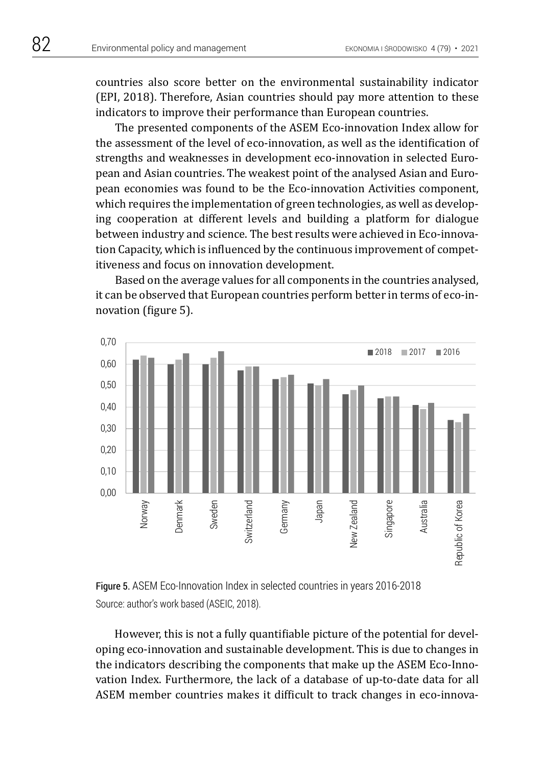countries also score better on the environmental sustainability indicator (EPI, 2018). Therefore, Asian countries should pay more attention to these indicators to improve their performance than European countries.

The presented components of the ASEM Eco-innovation Index allow for the assessment of the level of eco-innovation, as well as the identification of strengths and weaknesses in development eco-innovation in selected European and Asian countries. The weakest point of the analysed Asian and European economies was found to be the Eco-innovation Activities component, which requires the implementation of green technologies, as well as developing cooperation at different levels and building a platform for dialogue between industry and science. The best results were achieved in Eco-innovation Capacity, which is influenced by the continuous improvement of competitiveness and focus on innovation development.

Based on the average values for all components in the countries analysed, it can be observed that European countries perform better in terms of eco-innovation (figure 5).

**Figure 5.** ASEM Eco-Innovation Index in selected countries in years 2016-2018
Source: author's work based (ASEIC, 2018).

However, this is not a fully quantifiable picture of the potential for developing eco-innovation and sustainable development. This is due to changes in the indicators describing the components that make up the ASEM Eco-Innovation Index. Furthermore, the lack of a database of up-to-date data for all ASEM member countries makes it difficult to track changes in eco-innova-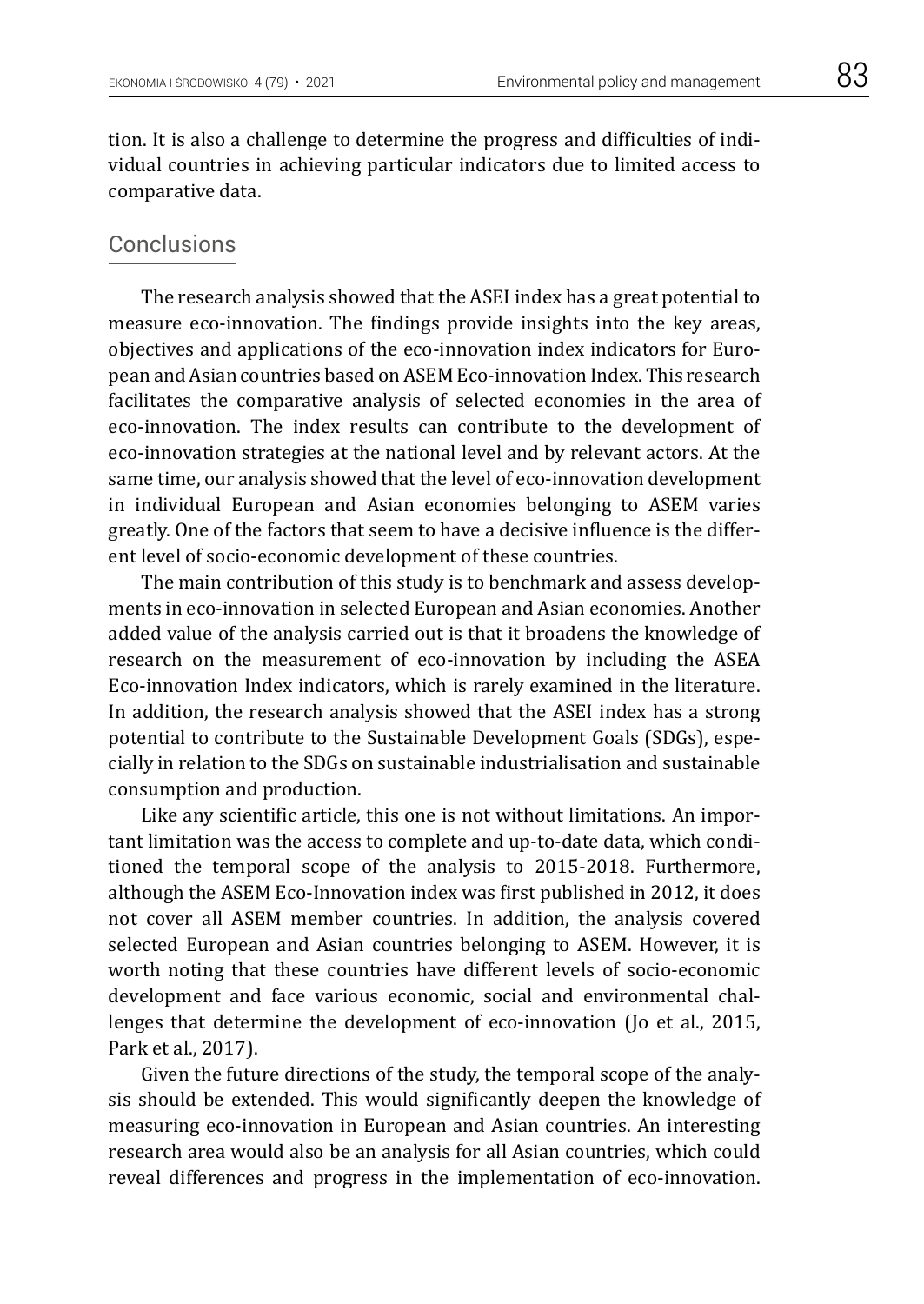tion. It is also a challenge to determine the progress and difficulties of individual countries in achieving particular indicators due to limited access to comparative data.

## Conclusions

The research analysis showed that the ASEI index has a great potential to measure eco-innovation. The findings provide insights into the key areas, objectives and applications of the eco-innovation index indicators for European and Asian countries based on ASEM Eco-innovation Index. This research facilitates the comparative analysis of selected economies in the area of eco-innovation. The index results can contribute to the development of eco-innovation strategies at the national level and by relevant actors. At the same time, our analysis showed that the level of eco-innovation development in individual European and Asian economies belonging to ASEM varies greatly. One of the factors that seem to have a decisive influence is the different level of socio-economic development of these countries.

The main contribution of this study is to benchmark and assess developments in eco-innovation in selected European and Asian economies. Another added value of the analysis carried out is that it broadens the knowledge of research on the measurement of eco-innovation by including the ASEA Eco-innovation Index indicators, which is rarely examined in the literature. In addition, the research analysis showed that the ASEI index has a strong potential to contribute to the Sustainable Development Goals (SDGs), especially in relation to the SDGs on sustainable industrialisation and sustainable consumption and production.

Like any scientific article, this one is not without limitations. An important limitation was the access to complete and up-to-date data, which conditioned the temporal scope of the analysis to 2015-2018. Furthermore, although the ASEM Eco-Innovation index was first published in 2012, it does not cover all ASEM member countries. In addition, the analysis covered selected European and Asian countries belonging to ASEM. However, it is worth noting that these countries have different levels of socio-economic development and face various economic, social and environmental challenges that determine the development of eco-innovation (Jo et al., 2015, Park et al., 2017).

Given the future directions of the study, the temporal scope of the analysis should be extended. This would significantly deepen the knowledge of measuring eco-innovation in European and Asian countries. An interesting research area would also be an analysis for all Asian countries, which could reveal differences and progress in the implementation of eco-innovation.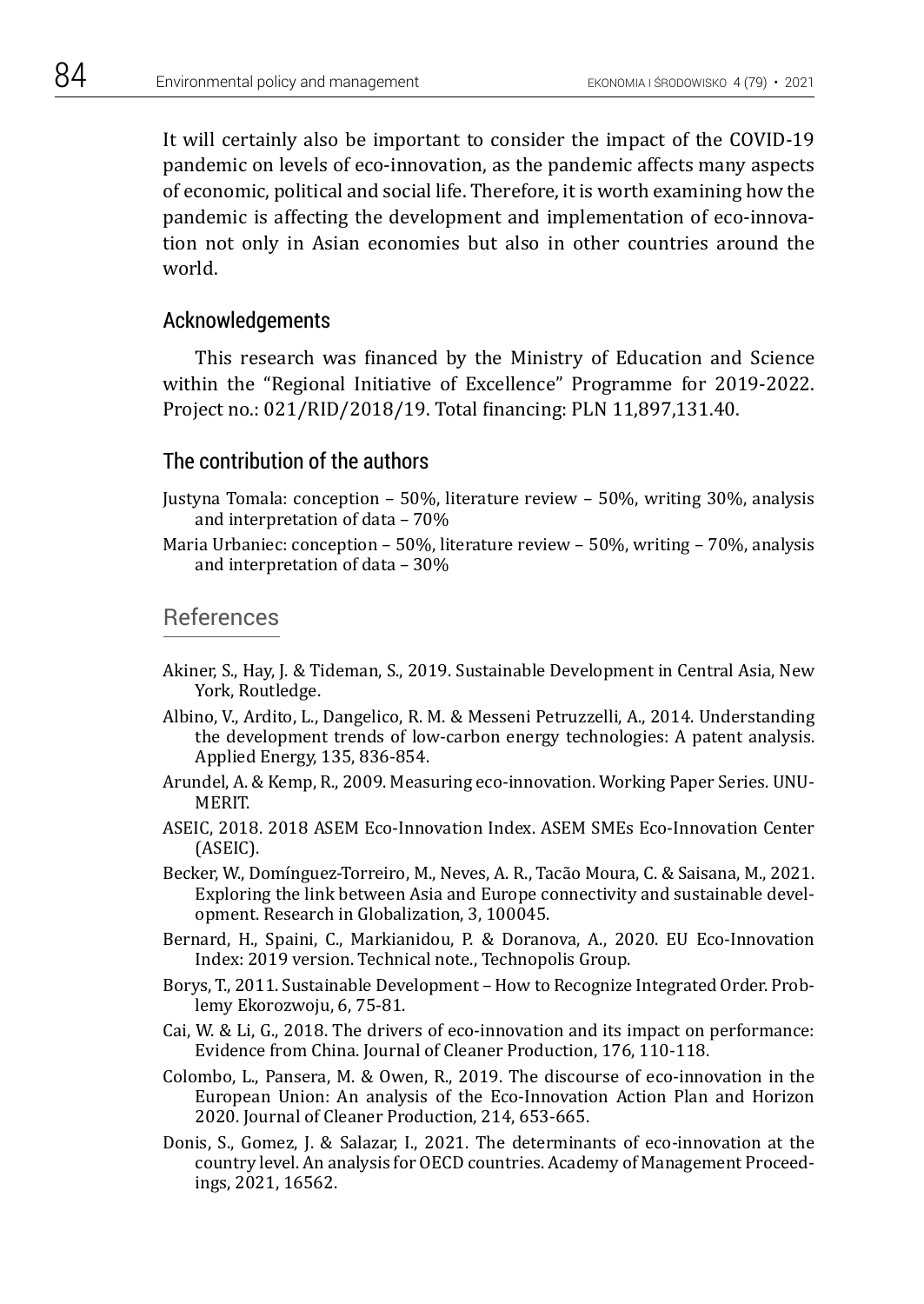It will certainly also be important to consider the impact of the COVID-19 pandemic on levels of eco-innovation, as the pandemic affects many aspects of economic, political and social life. Therefore, it is worth examining how the pandemic is affecting the development and implementation of eco-innovation not only in Asian economies but also in other countries around the world.

## Acknowledgements

This research was financed by the Ministry of Education and Science within the "Regional Initiative of Excellence" Programme for 2019-2022. Project no.: 021/RID/2018/19. Total financing: PLN 11,897,131.40.

## The contribution of the authors

Justyna Tomala: conception – 50%, literature review – 50%, writing 30%, analysis and interpretation of data – 70%

Maria Urbaniec: conception – 50%, literature review – 50%, writing – 70%, analysis and interpretation of data – 30%

# References

Akiner, S., Hay, J. & Tideman, S., 2019. Sustainable Development in Central Asia, New York, Routledge.

Albino, V., Ardito, L., Dangelico, R. M. & Messeni Petruzzelli, A., 2014. Understanding the development trends of low-carbon energy technologies: A patent analysis. Applied Energy, 135, 836-854.

Arundel, A. & Kemp, R., 2009. Measuring eco-innovation. Working Paper Series. UNU-MERIT.

ASEIC, 2018. 2018 ASEM Eco-Innovation Index. ASEM SMEs Eco-Innovation Center (ASEIC).

Becker, W., Domínguez-Torreiro, M., Neves, A. R., Tacão Moura, C. & Saisana, M., 2021. Exploring the link between Asia and Europe connectivity and sustainable development. Research in Globalization, 3, 100045.

Bernard, H., Spaini, C., Markianidou, P. & Doranova, A., 2020. EU Eco-Innovation Index: 2019 version. Technical note., Technopolis Group.

Borys, T., 2011. Sustainable Development – How to Recognize Integrated Order. Problemy Ekorozwoju, 6, 75-81.

Cai, W. & Li, G., 2018. The drivers of eco-innovation and its impact on performance: Evidence from China. Journal of Cleaner Production, 176, 110-118.

Colombo, L., Pansera, M. & Owen, R., 2019. The discourse of eco-innovation in the European Union: An analysis of the Eco-Innovation Action Plan and Horizon 2020. Journal of Cleaner Production, 214, 653-665.

Donis, S., Gomez, J. & Salazar, I., 2021. The determinants of eco-innovation at the country level. An analysis for OECD countries. Academy of Management Proceedings, 2021, 16562.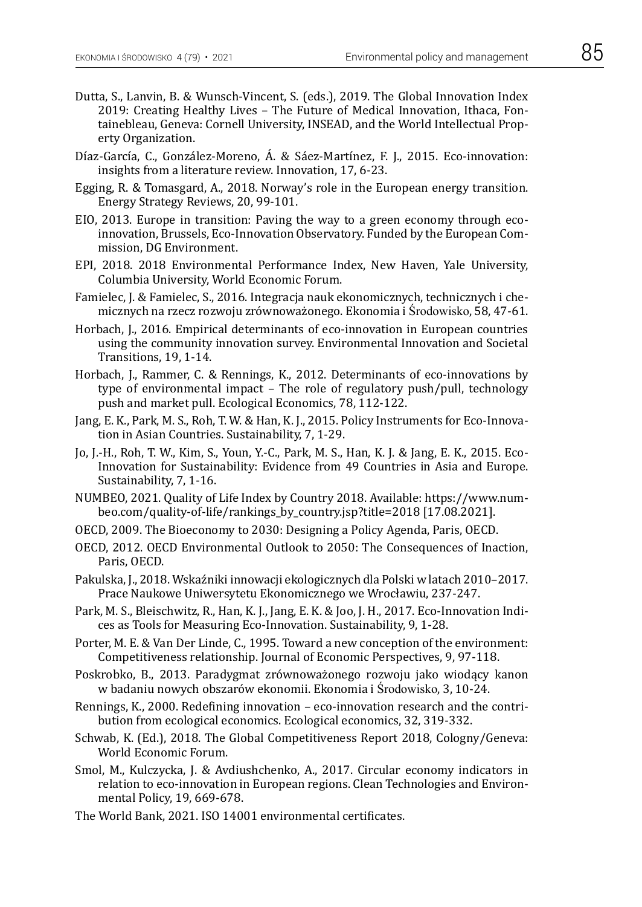Dutta, S., Lanvin, B. & Wunsch-Vincent, S. (eds.), 2019. The Global Innovation Index 2019: Creating Healthy Lives – The Future of Medical Innovation, Ithaca, Fontainebleau, Geneva: Cornell University, INSEAD, and the World Intellectual Property Organization.

Díaz-García, C., González-Moreno, Á. & Sáez-Martínez, F. J., 2015. Eco-innovation: insights from a literature review. Innovation, 17, 6-23.

Egging, R. & Tomasgard, A., 2018. Norway's role in the European energy transition. Energy Strategy Reviews, 20, 99-101.

EIO, 2013. Europe in transition: Paving the way to a green economy through eco-innovation, Brussels, Eco-Innovation Observatory. Funded by the European Commission, DG Environment.

EPI, 2018. 2018 Environmental Performance Index, New Haven, Yale University, Columbia University, World Economic Forum.

Famielec, J. & Famielec, S., 2016. Integracja nauk ekonomicznych, technicznych i chemicznych na rzecz rozwoju zrównoważonego. Ekonomia i Środowisko, 58, 47-61.

Horbach, J., 2016. Empirical determinants of eco-innovation in European countries using the community innovation survey. Environmental Innovation and Societal Transitions, 19, 1-14.

Horbach, J., Rammer, C. & Rennings, K., 2012. Determinants of eco-innovations by type of environmental impact – The role of regulatory push/pull, technology push and market pull. Ecological Economics, 78, 112-122.

Jang, E. K., Park, M. S., Roh, T. W. & Han, K. J., 2015. Policy Instruments for Eco-Innovation in Asian Countries. Sustainability, 7, 1-29.

Jo, J.-H., Roh, T. W., Kim, S., Youn, Y.-C., Park, M. S., Han, K. J. & Jang, E. K., 2015. Eco-Innovation for Sustainability: Evidence from 49 Countries in Asia and Europe. Sustainability, 7, 1-16.

NUMBEO, 2021. Quality of Life Index by Country 2018. Available: https://www.numbeo.com/quality-of-life/rankings_by_country.jsp?title=2018 [17.08.2021].

OECD, 2009. The Bioeconomy to 2030: Designing a Policy Agenda, Paris, OECD.

OECD, 2012. OECD Environmental Outlook to 2050: The Consequences of Inaction, Paris, OECD.

Pakulska, J., 2018. Wskaźniki innowacji ekologicznych dla Polski w latach 2010–2017. Prace Naukowe Uniwersytetu Ekonomicznego we Wrocławiu, 237-247.

Park, M. S., Bleischwitz, R., Han, K. J., Jang, E. K. & Joo, J. H., 2017. Eco-Innovation Indices as Tools for Measuring Eco-Innovation. Sustainability, 9, 1-28.

Porter, M. E. & Van Der Linde, C., 1995. Toward a new conception of the environment: Competitiveness relationship. Journal of Economic Perspectives, 9, 97-118.

Poskrobko, B., 2013. Paradygmat zrównoważonego rozwoju jako wiodący kanon w badaniu nowych obszarów ekonomii. Ekonomia i Środowisko, 3, 10-24.

Rennings, K., 2000. Redefining innovation – eco-innovation research and the contribution from ecological economics. Ecological economics, 32, 319-332.

Schwab, K. (Ed.), 2018. The Global Competitiveness Report 2018, Cologny/Geneva: World Economic Forum.

Smol, M., Kulczycka, J. & Avdiushchenko, A., 2017. Circular economy indicators in relation to eco-innovation in European regions. Clean Technologies and Environmental Policy, 19, 669-678.

The World Bank, 2021. ISO 14001 environmental certificates.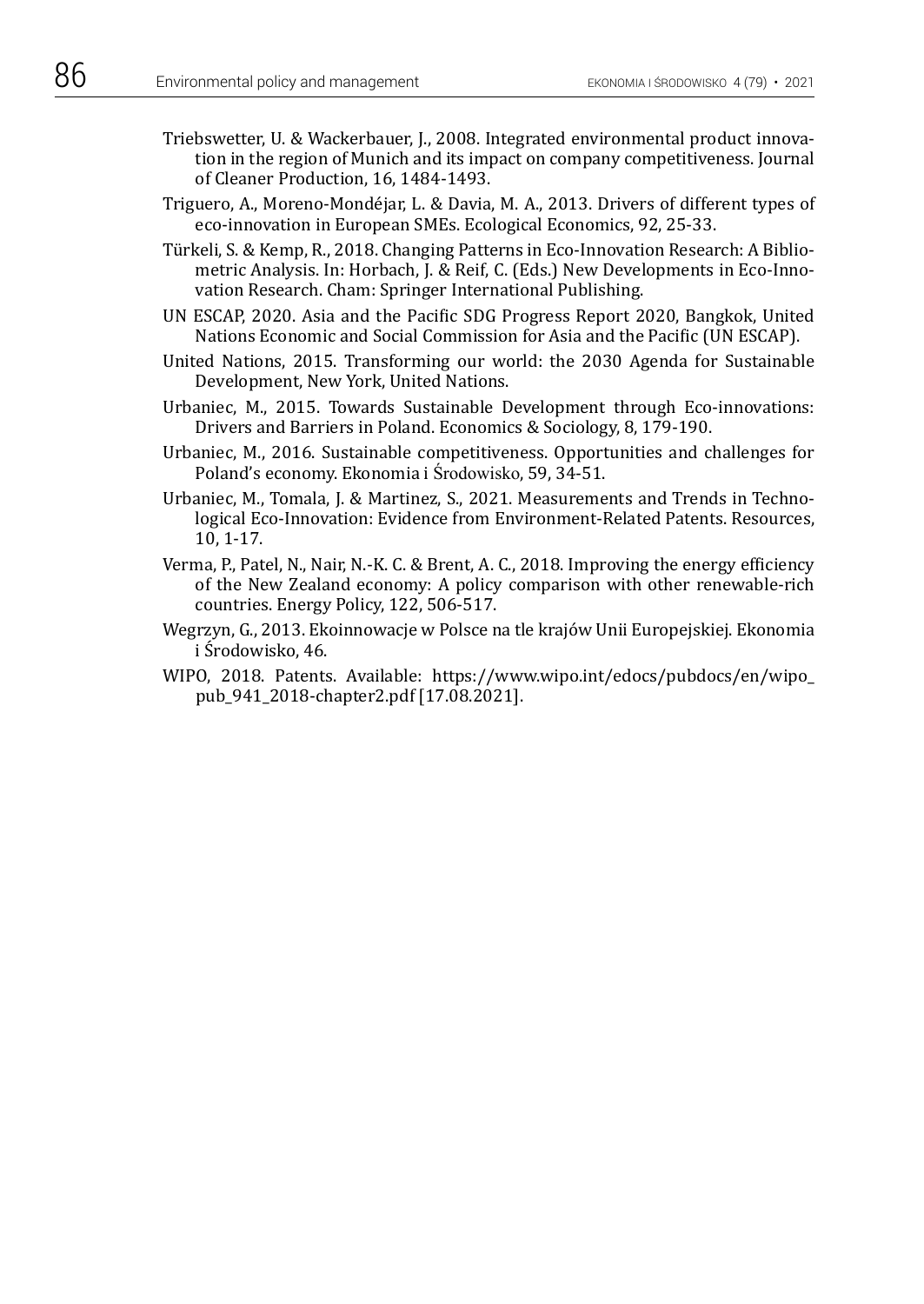Triebswetter, U. & Wackerbauer, J., 2008. Integrated environmental product innovation in the region of Munich and its impact on company competitiveness. Journal of Cleaner Production, 16, 1484-1493.

Triguero, A., Moreno-Mondéjar, L. & Davia, M. A., 2013. Drivers of different types of eco-innovation in European SMEs. Ecological Economics, 92, 25-33.

Türkeli, S. & Kemp, R., 2018. Changing Patterns in Eco-Innovation Research: A Bibliometric Analysis. In: Horbach, J. & Reif, C. (Eds.) New Developments in Eco-Innovation Research. Cham: Springer International Publishing.

UN ESCAP, 2020. Asia and the Pacific SDG Progress Report 2020, Bangkok, United Nations Economic and Social Commission for Asia and the Pacific (UN ESCAP).

United Nations, 2015. Transforming our world: the 2030 Agenda for Sustainable Development, New York, United Nations.

Urbaniec, M., 2015. Towards Sustainable Development through Eco-innovations: Drivers and Barriers in Poland. Economics & Sociology, 8, 179-190.

Urbaniec, M., 2016. Sustainable competitiveness. Opportunities and challenges for Poland's economy. Ekonomia i Środowisko, 59, 34-51.

Urbaniec, M., Tomala, J. & Martinez, S., 2021. Measurements and Trends in Technological Eco-Innovation: Evidence from Environment-Related Patents. Resources, 10, 1-17.

Verma, P., Patel, N., Nair, N.-K. C. & Brent, A. C., 2018. Improving the energy efficiency of the New Zealand economy: A policy comparison with other renewable-rich countries. Energy Policy, 122, 506-517.

Wegrzyn, G., 2013. Ekoinnowacje w Polsce na tle krajów Unii Europejskiej. Ekonomia i Środowisko, 46.

WIPO, 2018. Patents. Available: https://www.wipo.int/edocs/pubdocs/en/wipo_pub_941_2018-chapter2.pdf [17.08.2021].